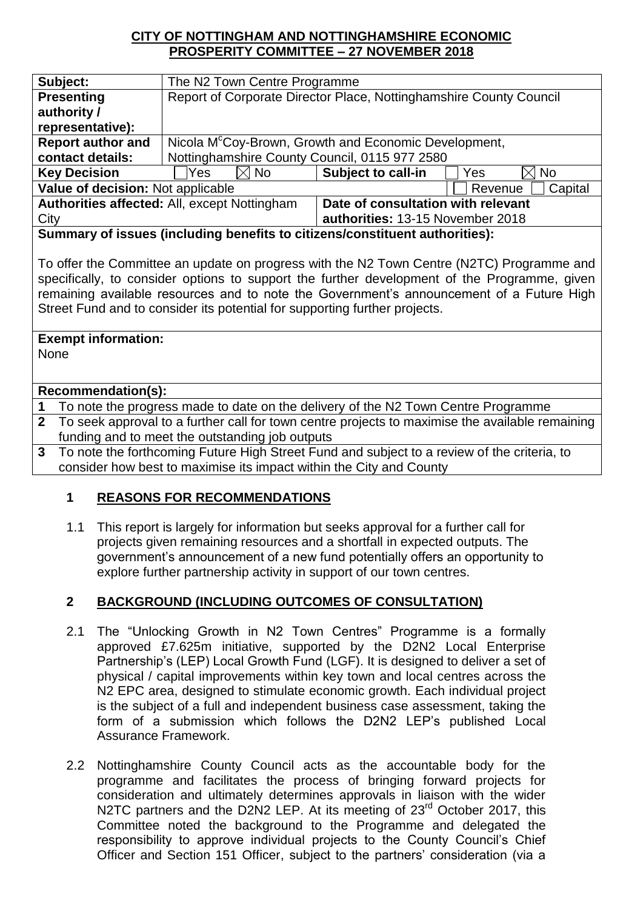**CITY OF NOTTINGHAM AND NOTTINGHAMSHIRE ECONOMIC PROSPERITY COMMITTEE – 27 NOVEMBER 2018**

| | | | |
|---|---|---|---|
| **Subject:** | The N2 Town Centre Programme | | |
| **Presenting authority / representative):** | Report of Corporate Director Place, Nottinghamshire County Council | | |
| **Report author and contact details:** | Nicola M[c]Coy-Brown, Growth and Economic Development, Nottinghamshire County Council, 0115 977 2580 | | |
| **Key Decision** | ☐ Yes ☒ No | **Subject to call-in** | ☐ Yes ☒ No |
| **Value of decision:** Not applicable | | | ☐ Revenue ☐ Capital |
| **Authorities affected:** All, except Nottingham City | | **Date of consultation with relevant authorities:** 13-15 November 2018 | |

**Summary of issues (including benefits to citizens/constituent authorities):**

To offer the Committee an update on progress with the N2 Town Centre (N2TC) Programme and specifically, to consider options to support the further development of the Programme, given remaining available resources and to note the Government's announcement of a Future High Street Fund and to consider its potential for supporting further projects.

**Exempt information:**

None

**Recommendation(s):**

| | |
|---|---|
| **1** | To note the progress made to date on the delivery of the N2 Town Centre Programme |
| **2** | To seek approval to a further call for town centre projects to maximise the available remaining funding and to meet the outstanding job outputs |
| **3** | To note the forthcoming Future High Street Fund and subject to a review of the criteria, to consider how best to maximise its impact within the City and County |

## 1 REASONS FOR RECOMMENDATIONS

1.1 This report is largely for information but seeks approval for a further call for projects given remaining resources and a shortfall in expected outputs. The government's announcement of a new fund potentially offers an opportunity to explore further partnership activity in support of our town centres.

## 2 BACKGROUND (INCLUDING OUTCOMES OF CONSULTATION)

2.1 The "Unlocking Growth in N2 Town Centres" Programme is a formally approved £7.625m initiative, supported by the D2N2 Local Enterprise Partnership's (LEP) Local Growth Fund (LGF). It is designed to deliver a set of physical / capital improvements within key town and local centres across the N2 EPC area, designed to stimulate economic growth. Each individual project is the subject of a full and independent business case assessment, taking the form of a submission which follows the D2N2 LEP's published Local Assurance Framework.

2.2 Nottinghamshire County Council acts as the accountable body for the programme and facilitates the process of bringing forward projects for consideration and ultimately determines approvals in liaison with the wider N2TC partners and the D2N2 LEP. At its meeting of 23rd October 2017, this Committee noted the background to the Programme and delegated the responsibility to approve individual projects to the County Council's Chief Officer and Section 151 Officer, subject to the partners' consideration (via a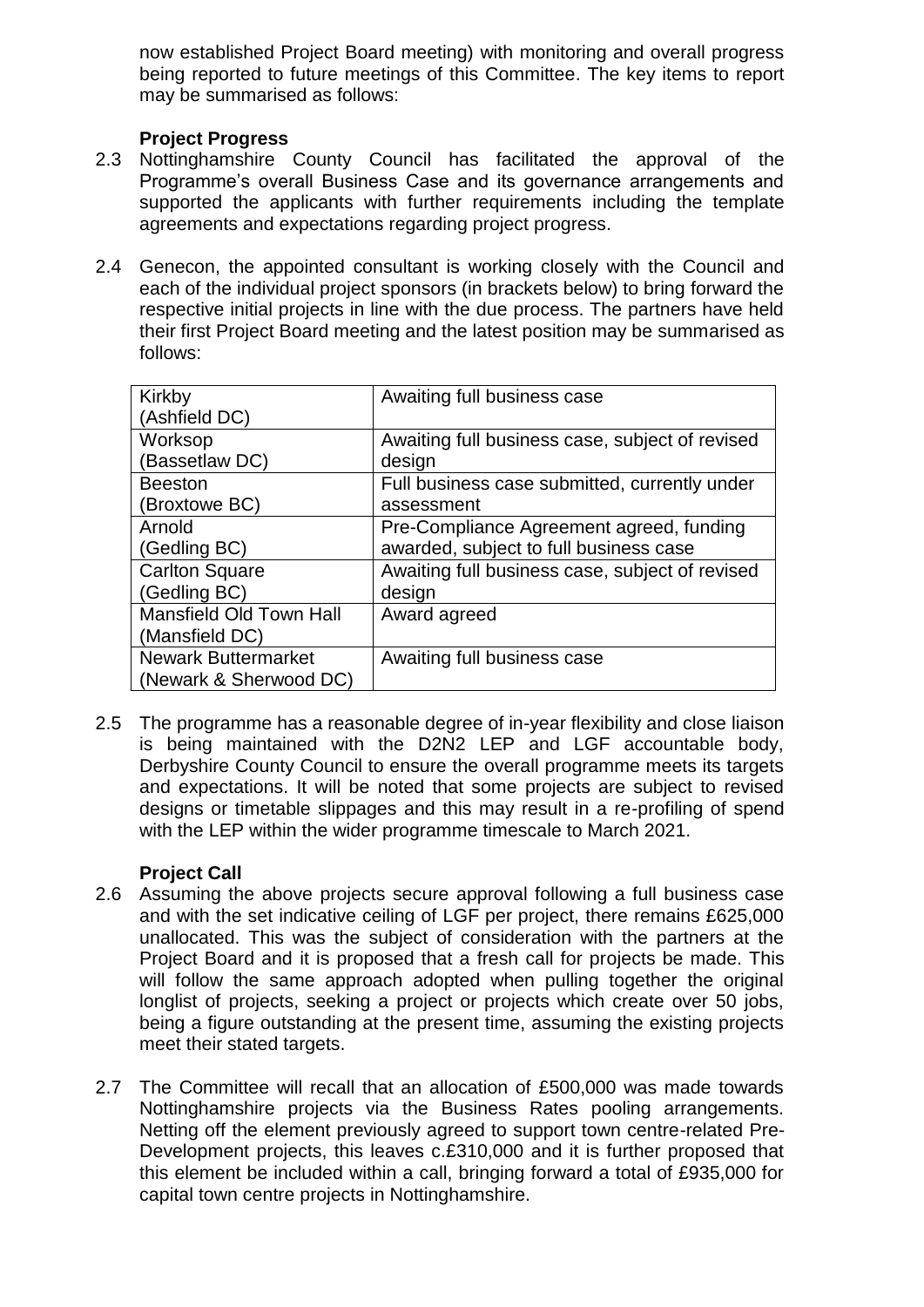now established Project Board meeting) with monitoring and overall progress being reported to future meetings of this Committee. The key items to report may be summarised as follows:

**Project Progress**

2.3 Nottinghamshire County Council has facilitated the approval of the Programme's overall Business Case and its governance arrangements and supported the applicants with further requirements including the template agreements and expectations regarding project progress.

2.4 Genecon, the appointed consultant is working closely with the Council and each of the individual project sponsors (in brackets below) to bring forward the respective initial projects in line with the due process. The partners have held their first Project Board meeting and the latest position may be summarised as follows:

| | |
|---|---|
| Kirkby (Ashfield DC) | Awaiting full business case |
| Worksop (Bassetlaw DC) | Awaiting full business case, subject of revised design |
| Beeston (Broxtowe BC) | Full business case submitted, currently under assessment |
| Arnold (Gedling BC) | Pre-Compliance Agreement agreed, funding awarded, subject to full business case |
| Carlton Square (Gedling BC) | Awaiting full business case, subject of revised design |
| Mansfield Old Town Hall (Mansfield DC) | Award agreed |
| Newark Buttermarket (Newark & Sherwood DC) | Awaiting full business case |

2.5 The programme has a reasonable degree of in-year flexibility and close liaison is being maintained with the D2N2 LEP and LGF accountable body, Derbyshire County Council to ensure the overall programme meets its targets and expectations. It will be noted that some projects are subject to revised designs or timetable slippages and this may result in a re-profiling of spend with the LEP within the wider programme timescale to March 2021.

**Project Call**

2.6 Assuming the above projects secure approval following a full business case and with the set indicative ceiling of LGF per project, there remains £625,000 unallocated. This was the subject of consideration with the partners at the Project Board and it is proposed that a fresh call for projects be made. This will follow the same approach adopted when pulling together the original longlist of projects, seeking a project or projects which create over 50 jobs, being a figure outstanding at the present time, assuming the existing projects meet their stated targets.

2.7 The Committee will recall that an allocation of £500,000 was made towards Nottinghamshire projects via the Business Rates pooling arrangements. Netting off the element previously agreed to support town centre-related Pre-Development projects, this leaves c.£310,000 and it is further proposed that this element be included within a call, bringing forward a total of £935,000 for capital town centre projects in Nottinghamshire.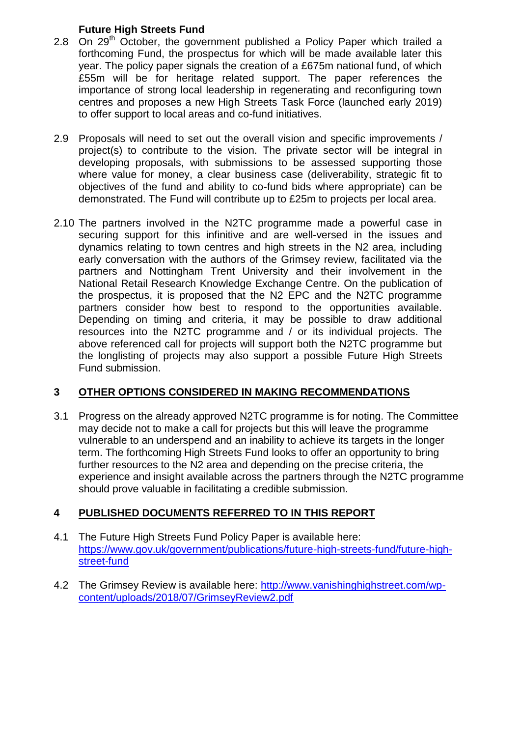**Future High Streets Fund**

2.8 On 29th October, the government published a Policy Paper which trailed a forthcoming Fund, the prospectus for which will be made available later this year. The policy paper signals the creation of a £675m national fund, of which £55m will be for heritage related support. The paper references the importance of strong local leadership in regenerating and reconfiguring town centres and proposes a new High Streets Task Force (launched early 2019) to offer support to local areas and co-fund initiatives.

2.9 Proposals will need to set out the overall vision and specific improvements / project(s) to contribute to the vision. The private sector will be integral in developing proposals, with submissions to be assessed supporting those where value for money, a clear business case (deliverability, strategic fit to objectives of the fund and ability to co-fund bids where appropriate) can be demonstrated. The Fund will contribute up to £25m to projects per local area.

2.10 The partners involved in the N2TC programme made a powerful case in securing support for this infinitive and are well-versed in the issues and dynamics relating to town centres and high streets in the N2 area, including early conversation with the authors of the Grimsey review, facilitated via the partners and Nottingham Trent University and their involvement in the National Retail Research Knowledge Exchange Centre. On the publication of the prospectus, it is proposed that the N2 EPC and the N2TC programme partners consider how best to respond to the opportunities available. Depending on timing and criteria, it may be possible to draw additional resources into the N2TC programme and / or its individual projects. The above referenced call for projects will support both the N2TC programme but the longlisting of projects may also support a possible Future High Streets Fund submission.

## 3 OTHER OPTIONS CONSIDERED IN MAKING RECOMMENDATIONS

3.1 Progress on the already approved N2TC programme is for noting. The Committee may decide not to make a call for projects but this will leave the programme vulnerable to an underspend and an inability to achieve its targets in the longer term. The forthcoming High Streets Fund looks to offer an opportunity to bring further resources to the N2 area and depending on the precise criteria, the experience and insight available across the partners through the N2TC programme should prove valuable in facilitating a credible submission.

## 4 PUBLISHED DOCUMENTS REFERRED TO IN THIS REPORT

4.1 The Future High Streets Fund Policy Paper is available here: https://www.gov.uk/government/publications/future-high-streets-fund/future-high-street-fund

4.2 The Grimsey Review is available here: http://www.vanishinghighstreet.com/wp-content/uploads/2018/07/GrimseyReview2.pdf